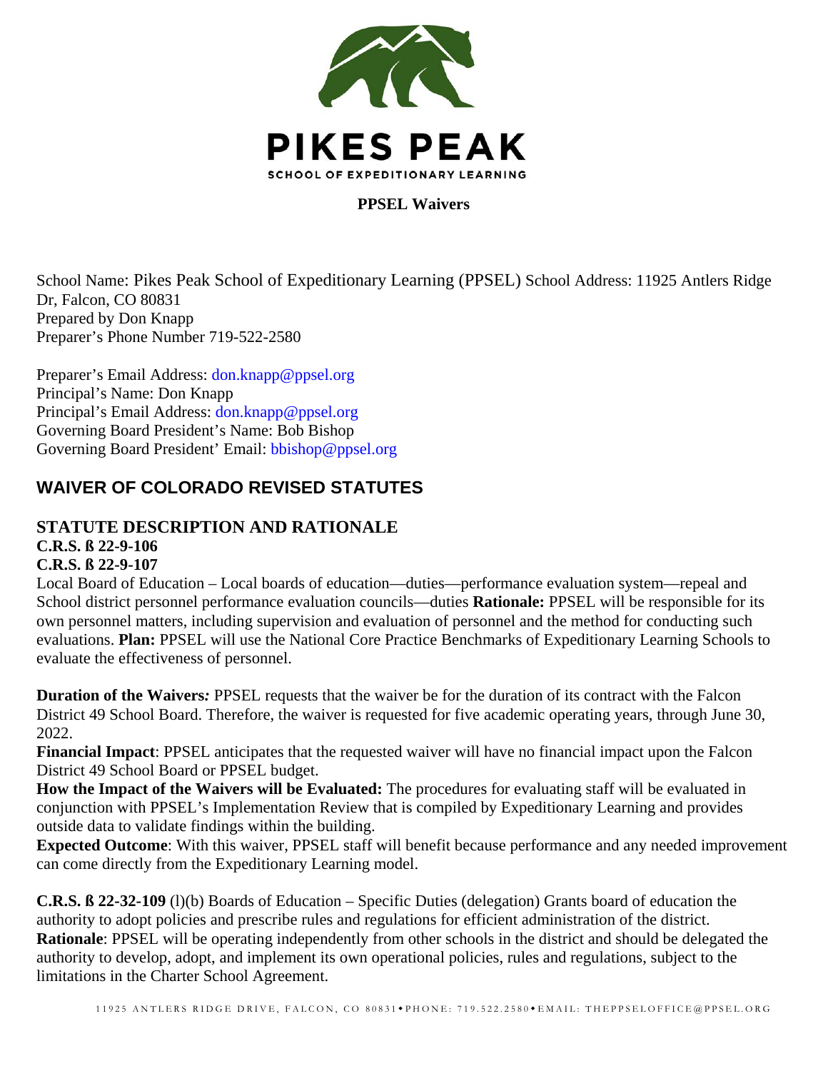PIKES PEAK

SCHOOL OF EXPEDITIONARY LEARNING

**PPSEL Waivers**

School Name: Pikes Peak School of Expeditionary Learning (PPSEL) School Address: 11925 Antlers Ridge Dr, Falcon, CO 80831
Prepared by Don Knapp
Preparer's Phone Number 719-522-2580

Preparer's Email Address: don.knapp@ppsel.org
Principal's Name: Don Knapp
Principal's Email Address: don.knapp@ppsel.org
Governing Board President's Name: Bob Bishop
Governing Board President' Email: bbishop@ppsel.org

## WAIVER OF COLORADO REVISED STATUTES

### STATUTE DESCRIPTION AND RATIONALE

**C.R.S. ß 22-9-106**
**C.R.S. ß 22-9-107**
Local Board of Education – Local boards of education—duties—performance evaluation system—repeal and School district personnel performance evaluation councils—duties **Rationale:** PPSEL will be responsible for its own personnel matters, including supervision and evaluation of personnel and the method for conducting such evaluations. **Plan:** PPSEL will use the National Core Practice Benchmarks of Expeditionary Learning Schools to evaluate the effectiveness of personnel.

**Duration of the Waivers*:*** PPSEL requests that the waiver be for the duration of its contract with the Falcon District 49 School Board. Therefore, the waiver is requested for five academic operating years, through June 30, 2022.
**Financial Impact**: PPSEL anticipates that the requested waiver will have no financial impact upon the Falcon District 49 School Board or PPSEL budget.
**How the Impact of the Waivers will be Evaluated:** The procedures for evaluating staff will be evaluated in conjunction with PPSEL's Implementation Review that is compiled by Expeditionary Learning and provides outside data to validate findings within the building.
**Expected Outcome**: With this waiver, PPSEL staff will benefit because performance and any needed improvement can come directly from the Expeditionary Learning model.

**C.R.S. ß 22-32-109** (l)(b) Boards of Education – Specific Duties (delegation) Grants board of education the authority to adopt policies and prescribe rules and regulations for efficient administration of the district.
**Rationale**: PPSEL will be operating independently from other schools in the district and should be delegated the authority to develop, adopt, and implement its own operational policies, rules and regulations, subject to the limitations in the Charter School Agreement.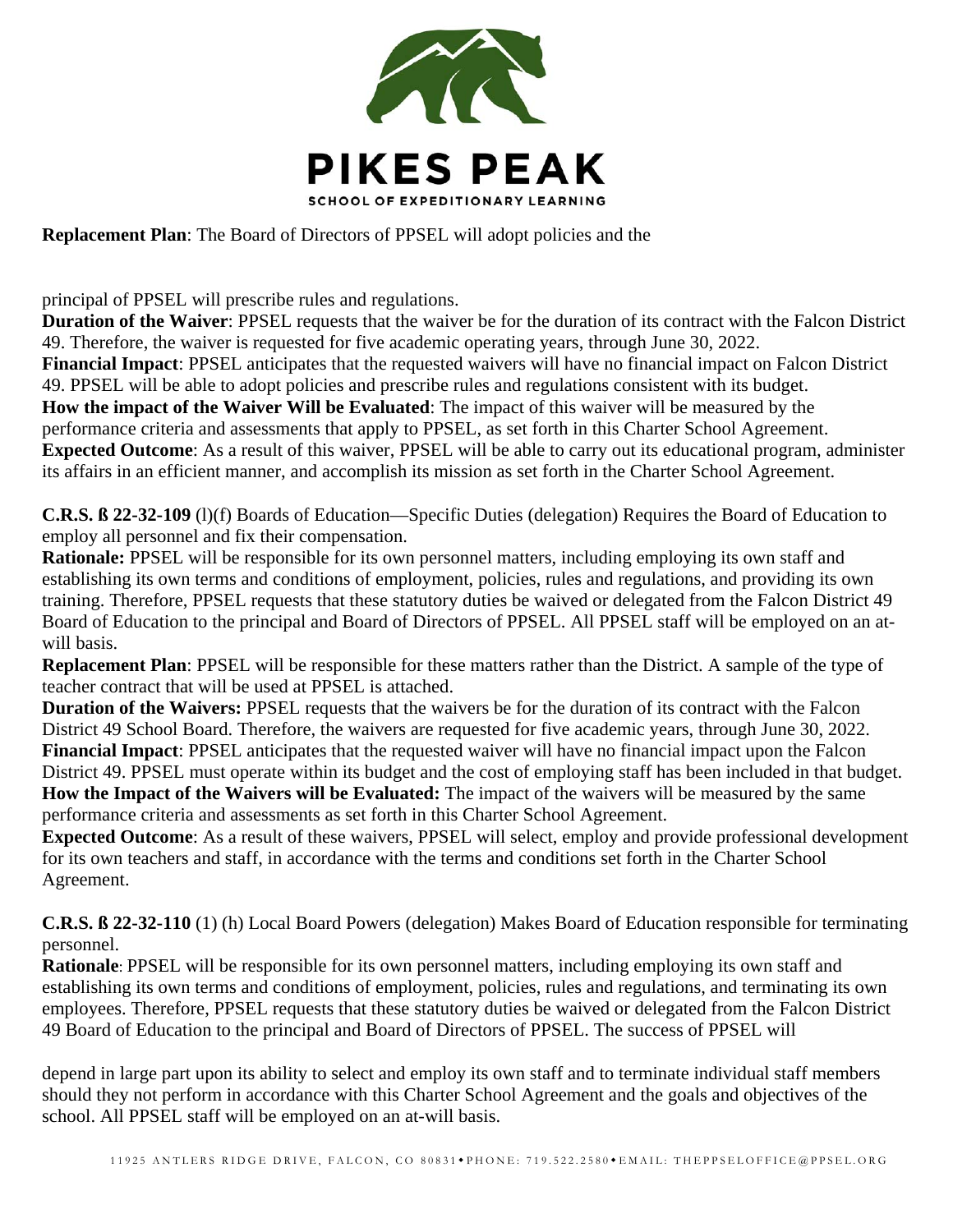**Replacement Plan**: The Board of Directors of PPSEL will adopt policies and the principal of PPSEL will prescribe rules and regulations.

**Duration of the Waiver**: PPSEL requests that the waiver be for the duration of its contract with the Falcon District 49. Therefore, the waiver is requested for five academic operating years, through June 30, 2022.

**Financial Impact**: PPSEL anticipates that the requested waivers will have no financial impact on Falcon District 49. PPSEL will be able to adopt policies and prescribe rules and regulations consistent with its budget.

**How the impact of the Waiver Will be Evaluated**: The impact of this waiver will be measured by the performance criteria and assessments that apply to PPSEL, as set forth in this Charter School Agreement.

**Expected Outcome**: As a result of this waiver, PPSEL will be able to carry out its educational program, administer its affairs in an efficient manner, and accomplish its mission as set forth in the Charter School Agreement.

**C.R.S. ß 22-32-109** (l)(f) Boards of Education—Specific Duties (delegation) Requires the Board of Education to employ all personnel and fix their compensation.

**Rationale:** PPSEL will be responsible for its own personnel matters, including employing its own staff and establishing its own terms and conditions of employment, policies, rules and regulations, and providing its own training. Therefore, PPSEL requests that these statutory duties be waived or delegated from the Falcon District 49 Board of Education to the principal and Board of Directors of PPSEL. All PPSEL staff will be employed on an at-will basis.

**Replacement Plan**: PPSEL will be responsible for these matters rather than the District. A sample of the type of teacher contract that will be used at PPSEL is attached.

**Duration of the Waivers:** PPSEL requests that the waivers be for the duration of its contract with the Falcon District 49 School Board. Therefore, the waivers are requested for five academic years, through June 30, 2022.

**Financial Impact**: PPSEL anticipates that the requested waiver will have no financial impact upon the Falcon District 49. PPSEL must operate within its budget and the cost of employing staff has been included in that budget.

**How the Impact of the Waivers will be Evaluated:** The impact of the waivers will be measured by the same performance criteria and assessments as set forth in this Charter School Agreement.

**Expected Outcome**: As a result of these waivers, PPSEL will select, employ and provide professional development for its own teachers and staff, in accordance with the terms and conditions set forth in the Charter School Agreement.

**C.R.S. ß 22-32-110** (1) (h) Local Board Powers (delegation) Makes Board of Education responsible for terminating personnel.

**Rationale**: PPSEL will be responsible for its own personnel matters, including employing its own staff and establishing its own terms and conditions of employment, policies, rules and regulations, and terminating its own employees. Therefore, PPSEL requests that these statutory duties be waived or delegated from the Falcon District 49 Board of Education to the principal and Board of Directors of PPSEL. The success of PPSEL will depend in large part upon its ability to select and employ its own staff and to terminate individual staff members should they not perform in accordance with this Charter School Agreement and the goals and objectives of the school. All PPSEL staff will be employed on an at-will basis.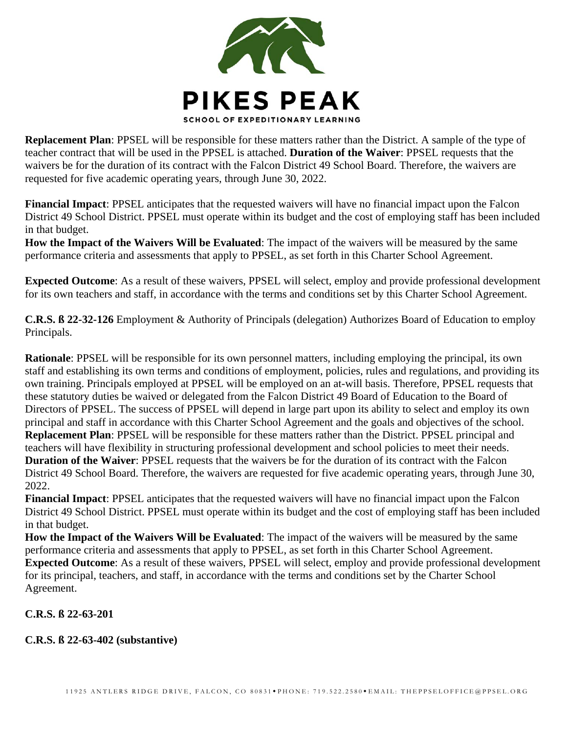**Replacement Plan**: PPSEL will be responsible for these matters rather than the District. A sample of the type of teacher contract that will be used in the PPSEL is attached. **Duration of the Waiver**: PPSEL requests that the waivers be for the duration of its contract with the Falcon District 49 School Board. Therefore, the waivers are requested for five academic operating years, through June 30, 2022.

**Financial Impact**: PPSEL anticipates that the requested waivers will have no financial impact upon the Falcon District 49 School District. PPSEL must operate within its budget and the cost of employing staff has been included in that budget.
**How the Impact of the Waivers Will be Evaluated**: The impact of the waivers will be measured by the same performance criteria and assessments that apply to PPSEL, as set forth in this Charter School Agreement.

**Expected Outcome**: As a result of these waivers, PPSEL will select, employ and provide professional development for its own teachers and staff, in accordance with the terms and conditions set by this Charter School Agreement.

**C.R.S. ß 22-32-126** Employment & Authority of Principals (delegation) Authorizes Board of Education to employ Principals.

**Rationale**: PPSEL will be responsible for its own personnel matters, including employing the principal, its own staff and establishing its own terms and conditions of employment, policies, rules and regulations, and providing its own training. Principals employed at PPSEL will be employed on an at-will basis. Therefore, PPSEL requests that these statutory duties be waived or delegated from the Falcon District 49 Board of Education to the Board of Directors of PPSEL. The success of PPSEL will depend in large part upon its ability to select and employ its own principal and staff in accordance with this Charter School Agreement and the goals and objectives of the school.
**Replacement Plan**: PPSEL will be responsible for these matters rather than the District. PPSEL principal and teachers will have flexibility in structuring professional development and school policies to meet their needs.
**Duration of the Waiver**: PPSEL requests that the waivers be for the duration of its contract with the Falcon District 49 School Board. Therefore, the waivers are requested for five academic operating years, through June 30, 2022.
**Financial Impact**: PPSEL anticipates that the requested waivers will have no financial impact upon the Falcon District 49 School District. PPSEL must operate within its budget and the cost of employing staff has been included in that budget.
**How the Impact of the Waivers Will be Evaluated**: The impact of the waivers will be measured by the same performance criteria and assessments that apply to PPSEL, as set forth in this Charter School Agreement.
**Expected Outcome**: As a result of these waivers, PPSEL will select, employ and provide professional development for its principal, teachers, and staff, in accordance with the terms and conditions set by the Charter School Agreement.

**C.R.S. ß 22-63-201**

**C.R.S. ß 22-63-402 (substantive)**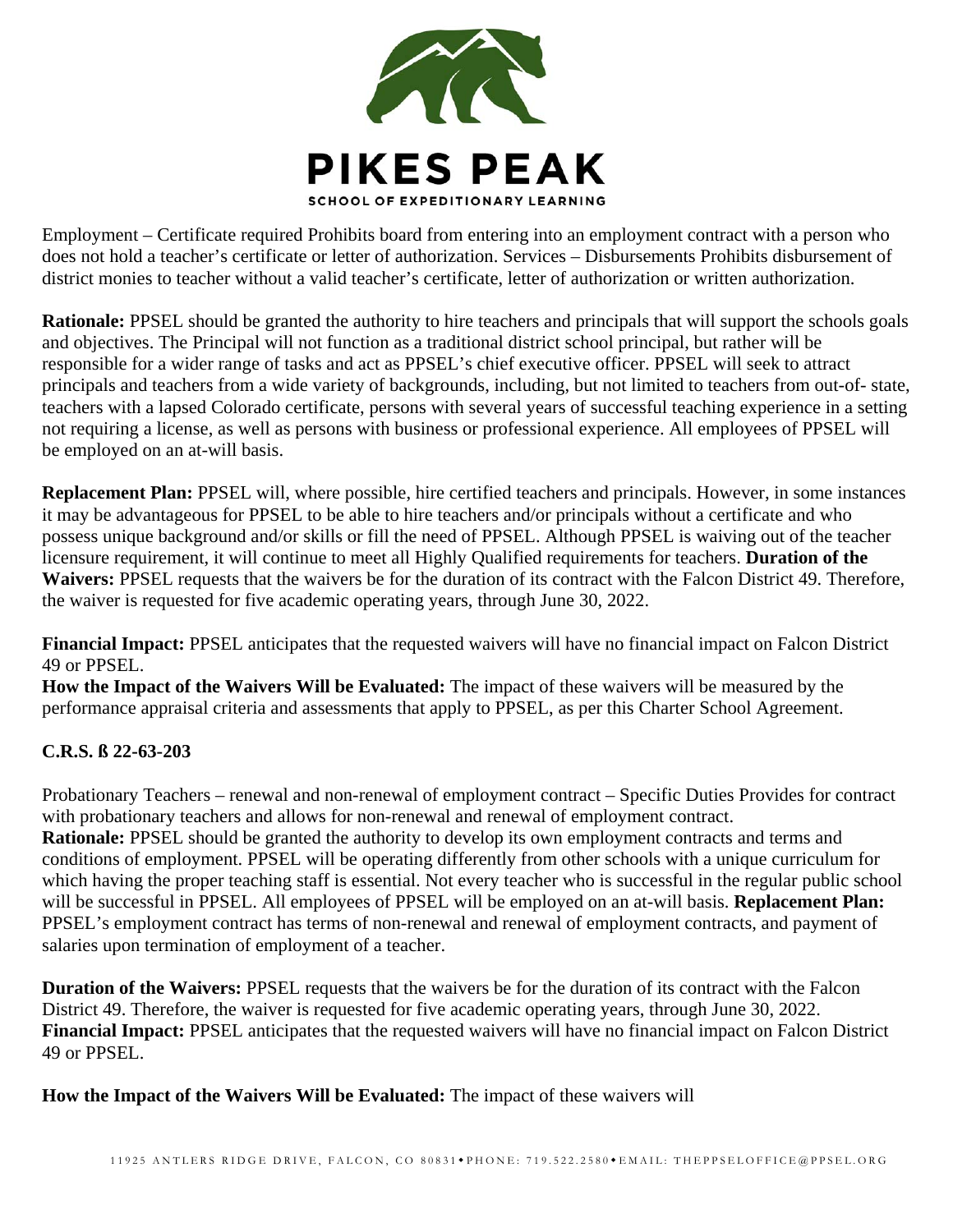Employment – Certificate required Prohibits board from entering into an employment contract with a person who does not hold a teacher's certificate or letter of authorization. Services – Disbursements Prohibits disbursement of district monies to teacher without a valid teacher's certificate, letter of authorization or written authorization.

**Rationale:** PPSEL should be granted the authority to hire teachers and principals that will support the schools goals and objectives. The Principal will not function as a traditional district school principal, but rather will be responsible for a wider range of tasks and act as PPSEL's chief executive officer. PPSEL will seek to attract principals and teachers from a wide variety of backgrounds, including, but not limited to teachers from out-of- state, teachers with a lapsed Colorado certificate, persons with several years of successful teaching experience in a setting not requiring a license, as well as persons with business or professional experience. All employees of PPSEL will be employed on an at-will basis.

**Replacement Plan:** PPSEL will, where possible, hire certified teachers and principals. However, in some instances it may be advantageous for PPSEL to be able to hire teachers and/or principals without a certificate and who possess unique background and/or skills or fill the need of PPSEL. Although PPSEL is waiving out of the teacher licensure requirement, it will continue to meet all Highly Qualified requirements for teachers. **Duration of the Waivers:** PPSEL requests that the waivers be for the duration of its contract with the Falcon District 49. Therefore, the waiver is requested for five academic operating years, through June 30, 2022.

**Financial Impact:** PPSEL anticipates that the requested waivers will have no financial impact on Falcon District 49 or PPSEL.
**How the Impact of the Waivers Will be Evaluated:** The impact of these waivers will be measured by the performance appraisal criteria and assessments that apply to PPSEL, as per this Charter School Agreement.

**C.R.S. ß 22-63-203**

Probationary Teachers – renewal and non-renewal of employment contract – Specific Duties Provides for contract with probationary teachers and allows for non-renewal and renewal of employment contract.
**Rationale:** PPSEL should be granted the authority to develop its own employment contracts and terms and conditions of employment. PPSEL will be operating differently from other schools with a unique curriculum for which having the proper teaching staff is essential. Not every teacher who is successful in the regular public school will be successful in PPSEL. All employees of PPSEL will be employed on an at-will basis. **Replacement Plan:** PPSEL's employment contract has terms of non-renewal and renewal of employment contracts, and payment of salaries upon termination of employment of a teacher.

**Duration of the Waivers:** PPSEL requests that the waivers be for the duration of its contract with the Falcon District 49. Therefore, the waiver is requested for five academic operating years, through June 30, 2022.
**Financial Impact:** PPSEL anticipates that the requested waivers will have no financial impact on Falcon District 49 or PPSEL.

**How the Impact of the Waivers Will be Evaluated:** The impact of these waivers will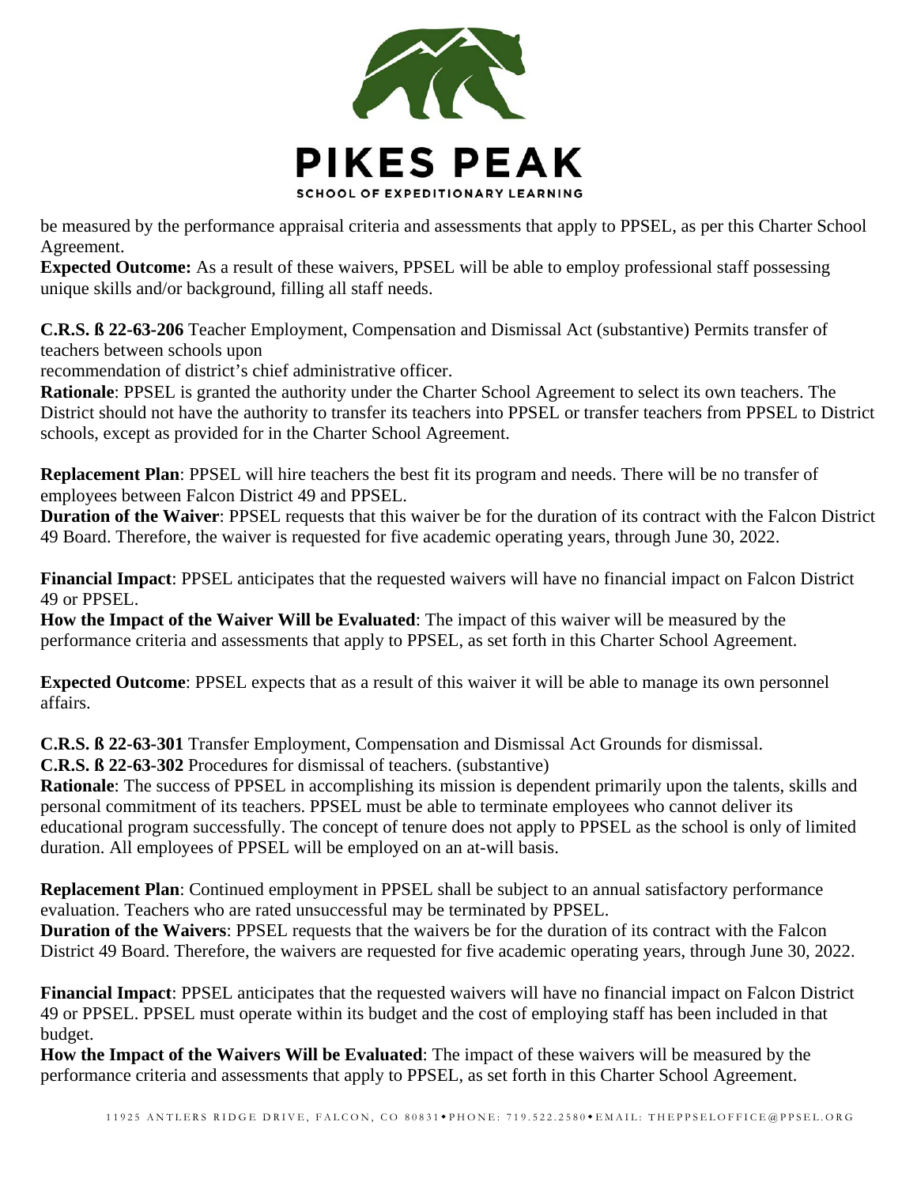be measured by the performance appraisal criteria and assessments that apply to PPSEL, as per this Charter School Agreement.

**Expected Outcome:** As a result of these waivers, PPSEL will be able to employ professional staff possessing unique skills and/or background, filling all staff needs.

**C.R.S. ß 22-63-206** Teacher Employment, Compensation and Dismissal Act (substantive) Permits transfer of teachers between schools upon
recommendation of district's chief administrative officer.

**Rationale**: PPSEL is granted the authority under the Charter School Agreement to select its own teachers. The District should not have the authority to transfer its teachers into PPSEL or transfer teachers from PPSEL to District schools, except as provided for in the Charter School Agreement.

**Replacement Plan**: PPSEL will hire teachers the best fit its program and needs. There will be no transfer of employees between Falcon District 49 and PPSEL.

**Duration of the Waiver**: PPSEL requests that this waiver be for the duration of its contract with the Falcon District 49 Board. Therefore, the waiver is requested for five academic operating years, through June 30, 2022.

**Financial Impact**: PPSEL anticipates that the requested waivers will have no financial impact on Falcon District 49 or PPSEL.

**How the Impact of the Waiver Will be Evaluated**: The impact of this waiver will be measured by the performance criteria and assessments that apply to PPSEL, as set forth in this Charter School Agreement.

**Expected Outcome**: PPSEL expects that as a result of this waiver it will be able to manage its own personnel affairs.

**C.R.S. ß 22-63-301** Transfer Employment, Compensation and Dismissal Act Grounds for dismissal.
**C.R.S. ß 22-63-302** Procedures for dismissal of teachers. (substantive)

**Rationale**: The success of PPSEL in accomplishing its mission is dependent primarily upon the talents, skills and personal commitment of its teachers. PPSEL must be able to terminate employees who cannot deliver its educational program successfully. The concept of tenure does not apply to PPSEL as the school is only of limited duration. All employees of PPSEL will be employed on an at-will basis.

**Replacement Plan**: Continued employment in PPSEL shall be subject to an annual satisfactory performance evaluation. Teachers who are rated unsuccessful may be terminated by PPSEL.

**Duration of the Waivers**: PPSEL requests that the waivers be for the duration of its contract with the Falcon District 49 Board. Therefore, the waivers are requested for five academic operating years, through June 30, 2022.

**Financial Impact**: PPSEL anticipates that the requested waivers will have no financial impact on Falcon District 49 or PPSEL. PPSEL must operate within its budget and the cost of employing staff has been included in that budget.

**How the Impact of the Waivers Will be Evaluated**: The impact of these waivers will be measured by the performance criteria and assessments that apply to PPSEL, as set forth in this Charter School Agreement.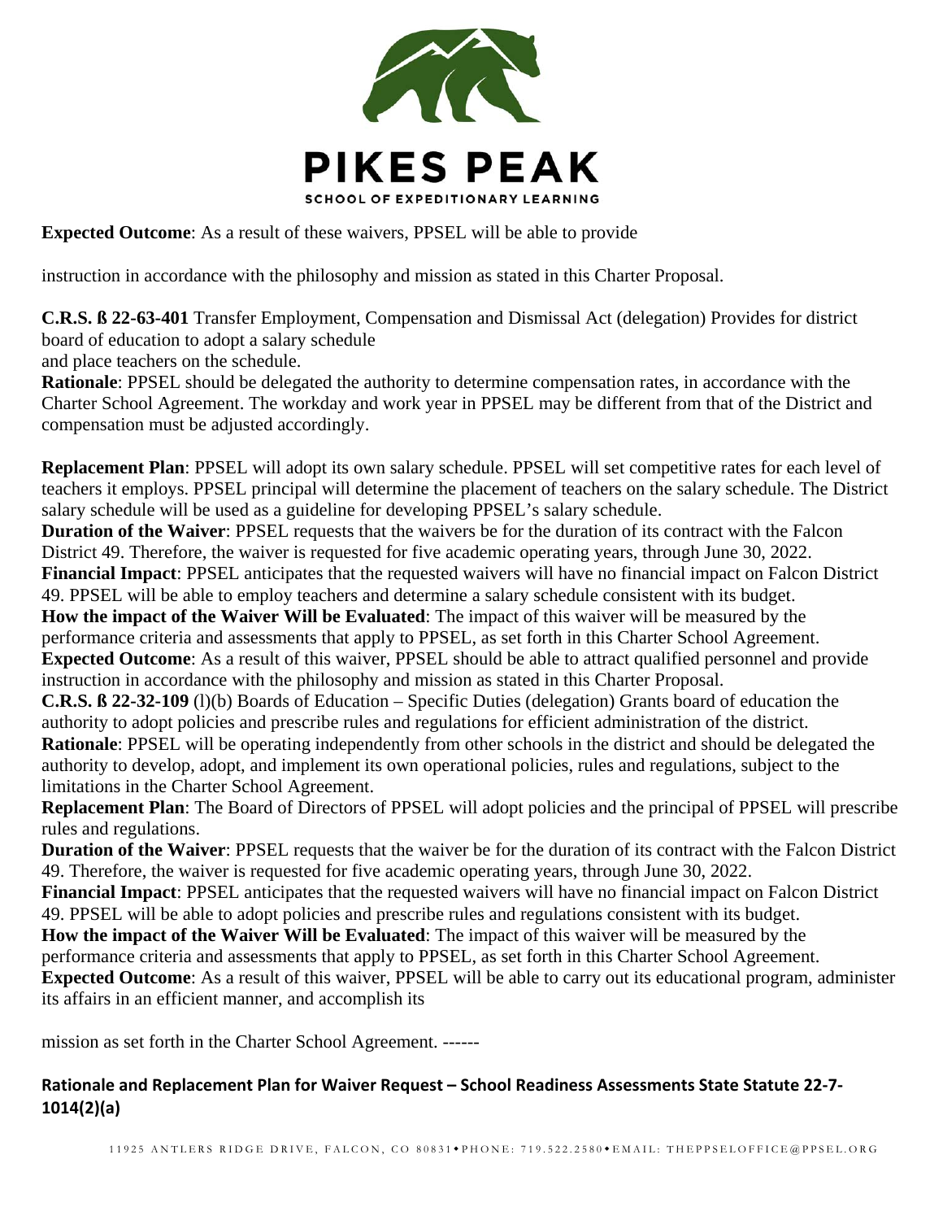**Expected Outcome**: As a result of these waivers, PPSEL will be able to provide

instruction in accordance with the philosophy and mission as stated in this Charter Proposal.

**C.R.S. ß 22-63-401** Transfer Employment, Compensation and Dismissal Act (delegation) Provides for district board of education to adopt a salary schedule and place teachers on the schedule.

**Rationale**: PPSEL should be delegated the authority to determine compensation rates, in accordance with the Charter School Agreement. The workday and work year in PPSEL may be different from that of the District and compensation must be adjusted accordingly.

**Replacement Plan**: PPSEL will adopt its own salary schedule. PPSEL will set competitive rates for each level of teachers it employs. PPSEL principal will determine the placement of teachers on the salary schedule. The District salary schedule will be used as a guideline for developing PPSEL's salary schedule.

**Duration of the Waiver**: PPSEL requests that the waivers be for the duration of its contract with the Falcon District 49. Therefore, the waiver is requested for five academic operating years, through June 30, 2022.

**Financial Impact**: PPSEL anticipates that the requested waivers will have no financial impact on Falcon District 49. PPSEL will be able to employ teachers and determine a salary schedule consistent with its budget.

**How the impact of the Waiver Will be Evaluated**: The impact of this waiver will be measured by the performance criteria and assessments that apply to PPSEL, as set forth in this Charter School Agreement.

**Expected Outcome**: As a result of this waiver, PPSEL should be able to attract qualified personnel and provide instruction in accordance with the philosophy and mission as stated in this Charter Proposal.

**C.R.S. ß 22-32-109** (l)(b) Boards of Education – Specific Duties (delegation) Grants board of education the authority to adopt policies and prescribe rules and regulations for efficient administration of the district.

**Rationale**: PPSEL will be operating independently from other schools in the district and should be delegated the authority to develop, adopt, and implement its own operational policies, rules and regulations, subject to the limitations in the Charter School Agreement.

**Replacement Plan**: The Board of Directors of PPSEL will adopt policies and the principal of PPSEL will prescribe rules and regulations.

**Duration of the Waiver**: PPSEL requests that the waiver be for the duration of its contract with the Falcon District 49. Therefore, the waiver is requested for five academic operating years, through June 30, 2022.

**Financial Impact**: PPSEL anticipates that the requested waivers will have no financial impact on Falcon District 49. PPSEL will be able to adopt policies and prescribe rules and regulations consistent with its budget.

**How the impact of the Waiver Will be Evaluated**: The impact of this waiver will be measured by the performance criteria and assessments that apply to PPSEL, as set forth in this Charter School Agreement.

**Expected Outcome**: As a result of this waiver, PPSEL will be able to carry out its educational program, administer its affairs in an efficient manner, and accomplish its

mission as set forth in the Charter School Agreement. ------

**Rationale and Replacement Plan for Waiver Request – School Readiness Assessments State Statute 22-7-1014(2)(a)**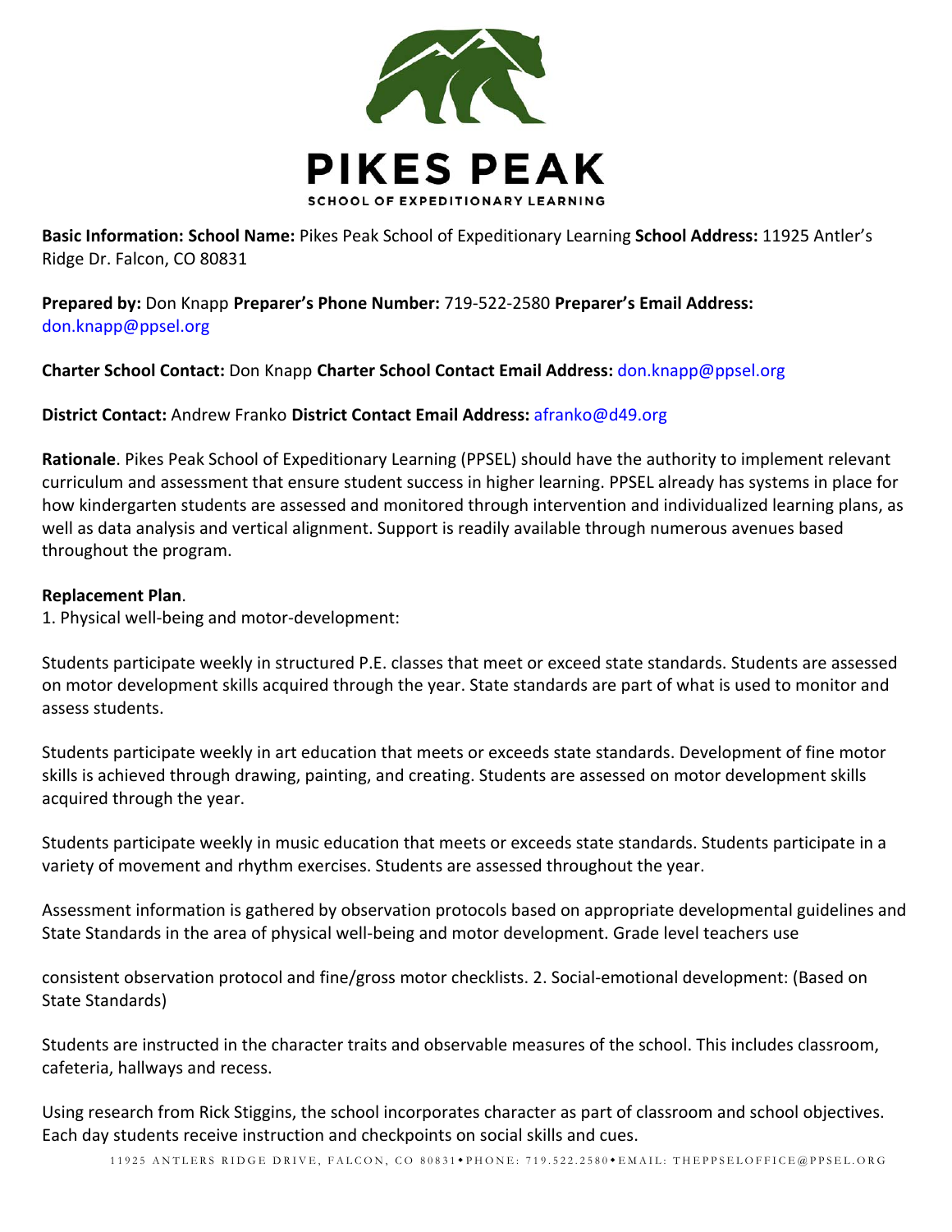# PIKES PEAK

SCHOOL OF EXPEDITIONARY LEARNING

**Basic Information: School Name:** Pikes Peak School of Expeditionary Learning **School Address:** 11925 Antler's Ridge Dr. Falcon, CO 80831

**Prepared by:** Don Knapp **Preparer's Phone Number:** 719-522-2580 **Preparer's Email Address:** don.knapp@ppsel.org

**Charter School Contact:** Don Knapp **Charter School Contact Email Address:** don.knapp@ppsel.org

**District Contact:** Andrew Franko **District Contact Email Address:** afranko@d49.org

**Rationale**. Pikes Peak School of Expeditionary Learning (PPSEL) should have the authority to implement relevant curriculum and assessment that ensure student success in higher learning. PPSEL already has systems in place for how kindergarten students are assessed and monitored through intervention and individualized learning plans, as well as data analysis and vertical alignment. Support is readily available through numerous avenues based throughout the program.

**Replacement Plan**.

1. Physical well-being and motor-development:

Students participate weekly in structured P.E. classes that meet or exceed state standards. Students are assessed on motor development skills acquired through the year. State standards are part of what is used to monitor and assess students.

Students participate weekly in art education that meets or exceeds state standards. Development of fine motor skills is achieved through drawing, painting, and creating. Students are assessed on motor development skills acquired through the year.

Students participate weekly in music education that meets or exceeds state standards. Students participate in a variety of movement and rhythm exercises. Students are assessed throughout the year.

Assessment information is gathered by observation protocols based on appropriate developmental guidelines and State Standards in the area of physical well-being and motor development. Grade level teachers use consistent observation protocol and fine/gross motor checklists.

2. Social-emotional development: (Based on State Standards)

Students are instructed in the character traits and observable measures of the school. This includes classroom, cafeteria, hallways and recess.

Using research from Rick Stiggins, the school incorporates character as part of classroom and school objectives. Each day students receive instruction and checkpoints on social skills and cues.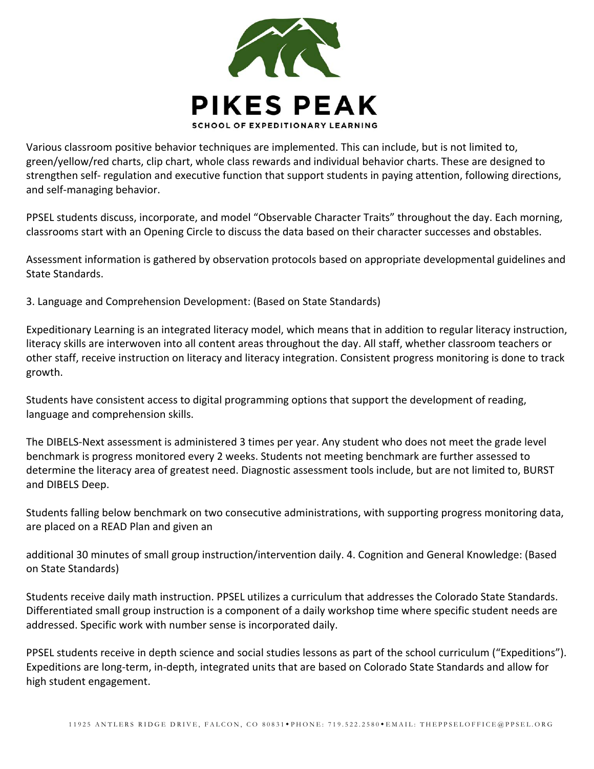Various classroom positive behavior techniques are implemented. This can include, but is not limited to, green/yellow/red charts, clip chart, whole class rewards and individual behavior charts. These are designed to strengthen self- regulation and executive function that support students in paying attention, following directions, and self-managing behavior.

PPSEL students discuss, incorporate, and model "Observable Character Traits" throughout the day. Each morning, classrooms start with an Opening Circle to discuss the data based on their character successes and obstables.

Assessment information is gathered by observation protocols based on appropriate developmental guidelines and State Standards.

3. Language and Comprehension Development: (Based on State Standards)

Expeditionary Learning is an integrated literacy model, which means that in addition to regular literacy instruction, literacy skills are interwoven into all content areas throughout the day. All staff, whether classroom teachers or other staff, receive instruction on literacy and literacy integration. Consistent progress monitoring is done to track growth.

Students have consistent access to digital programming options that support the development of reading, language and comprehension skills.

The DIBELS-Next assessment is administered 3 times per year. Any student who does not meet the grade level benchmark is progress monitored every 2 weeks. Students not meeting benchmark are further assessed to determine the literacy area of greatest need. Diagnostic assessment tools include, but are not limited to, BURST and DIBELS Deep.

Students falling below benchmark on two consecutive administrations, with supporting progress monitoring data, are placed on a READ Plan and given an

additional 30 minutes of small group instruction/intervention daily. 4. Cognition and General Knowledge: (Based on State Standards)

Students receive daily math instruction. PPSEL utilizes a curriculum that addresses the Colorado State Standards. Differentiated small group instruction is a component of a daily workshop time where specific student needs are addressed. Specific work with number sense is incorporated daily.

PPSEL students receive in depth science and social studies lessons as part of the school curriculum ("Expeditions"). Expeditions are long-term, in-depth, integrated units that are based on Colorado State Standards and allow for high student engagement.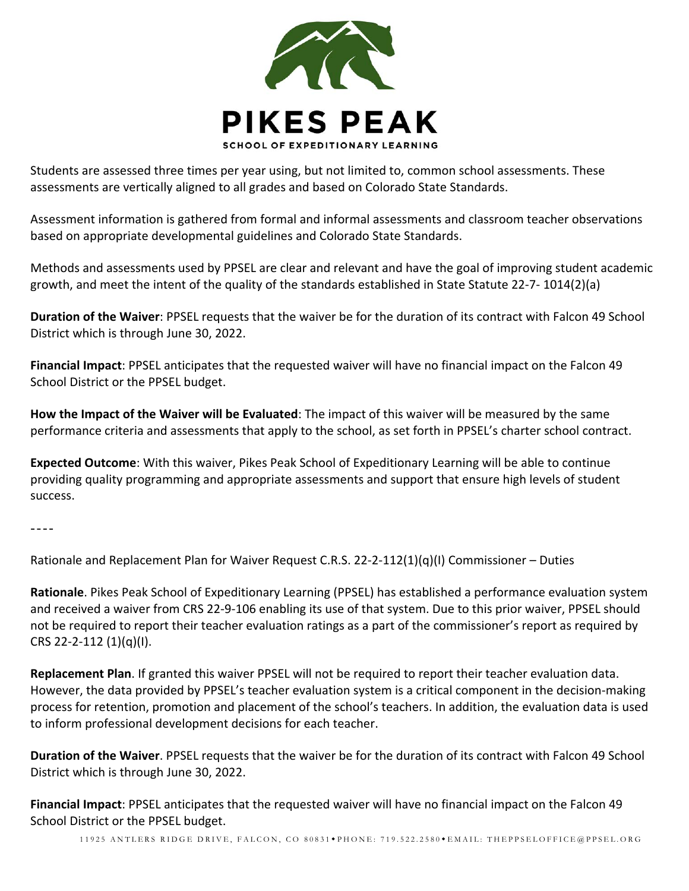Students are assessed three times per year using, but not limited to, common school assessments. These assessments are vertically aligned to all grades and based on Colorado State Standards.

Assessment information is gathered from formal and informal assessments and classroom teacher observations based on appropriate developmental guidelines and Colorado State Standards.

Methods and assessments used by PPSEL are clear and relevant and have the goal of improving student academic growth, and meet the intent of the quality of the standards established in State Statute 22-7- 1014(2)(a)

**Duration of the Waiver**: PPSEL requests that the waiver be for the duration of its contract with Falcon 49 School District which is through June 30, 2022.

**Financial Impact**: PPSEL anticipates that the requested waiver will have no financial impact on the Falcon 49 School District or the PPSEL budget.

**How the Impact of the Waiver will be Evaluated**: The impact of this waiver will be measured by the same performance criteria and assessments that apply to the school, as set forth in PPSEL's charter school contract.

**Expected Outcome**: With this waiver, Pikes Peak School of Expeditionary Learning will be able to continue providing quality programming and appropriate assessments and support that ensure high levels of student success.

----

Rationale and Replacement Plan for Waiver Request C.R.S. 22-2-112(1)(q)(I) Commissioner – Duties

**Rationale**. Pikes Peak School of Expeditionary Learning (PPSEL) has established a performance evaluation system and received a waiver from CRS 22-9-106 enabling its use of that system. Due to this prior waiver, PPSEL should not be required to report their teacher evaluation ratings as a part of the commissioner's report as required by CRS 22-2-112 (1)(q)(I).

**Replacement Plan**. If granted this waiver PPSEL will not be required to report their teacher evaluation data. However, the data provided by PPSEL's teacher evaluation system is a critical component in the decision-making process for retention, promotion and placement of the school's teachers. In addition, the evaluation data is used to inform professional development decisions for each teacher.

**Duration of the Waiver**. PPSEL requests that the waiver be for the duration of its contract with Falcon 49 School District which is through June 30, 2022.

**Financial Impact**: PPSEL anticipates that the requested waiver will have no financial impact on the Falcon 49 School District or the PPSEL budget.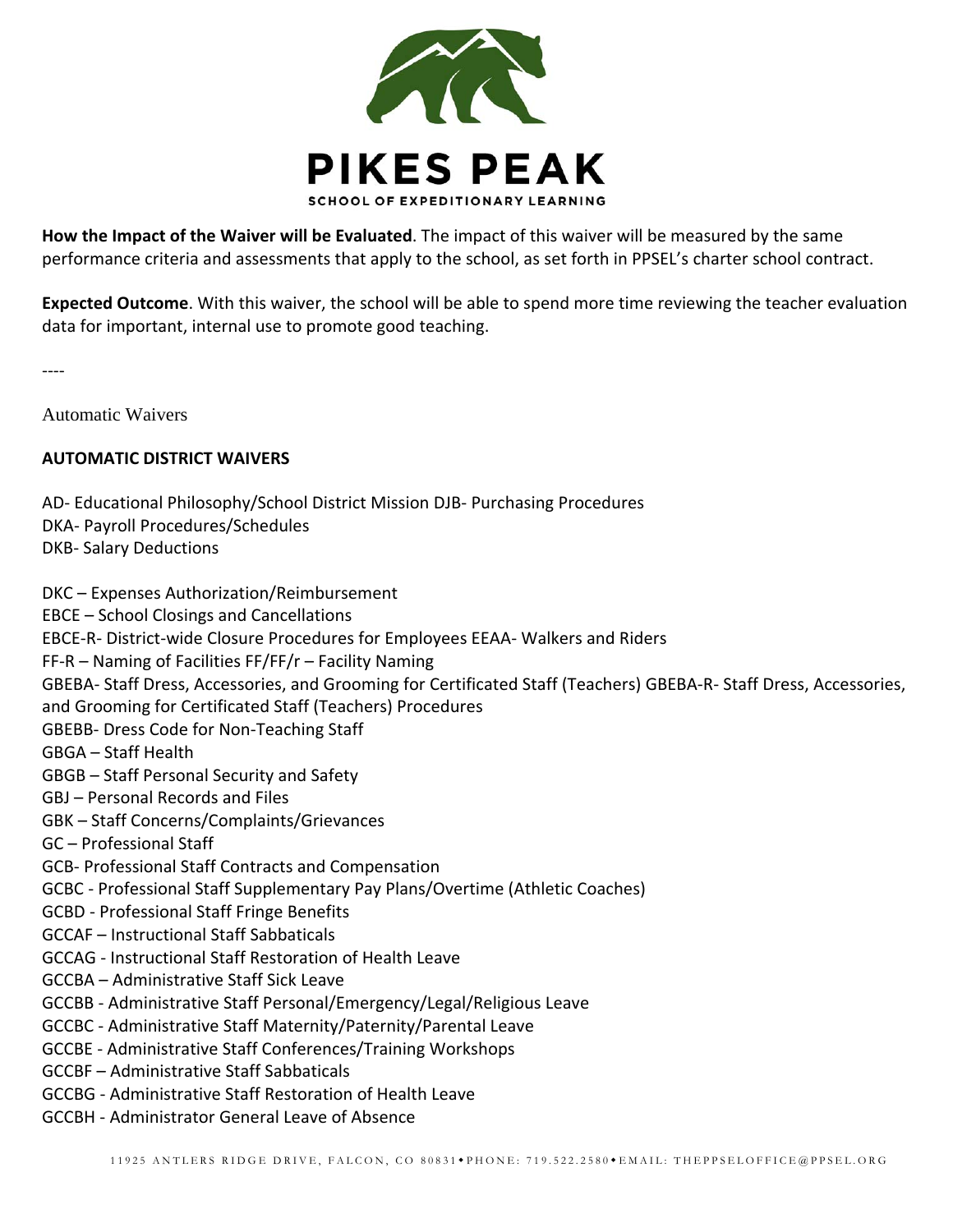**How the Impact of the Waiver will be Evaluated**. The impact of this waiver will be measured by the same performance criteria and assessments that apply to the school, as set forth in PPSEL's charter school contract.

**Expected Outcome**. With this waiver, the school will be able to spend more time reviewing the teacher evaluation data for important, internal use to promote good teaching.

----

Automatic Waivers

**AUTOMATIC DISTRICT WAIVERS**

AD- Educational Philosophy/School District Mission DJB- Purchasing Procedures
DKA- Payroll Procedures/Schedules
DKB- Salary Deductions

DKC – Expenses Authorization/Reimbursement
EBCE – School Closings and Cancellations
EBCE-R- District-wide Closure Procedures for Employees EEAA- Walkers and Riders
FF-R – Naming of Facilities FF/FF/r – Facility Naming
GBEBA- Staff Dress, Accessories, and Grooming for Certificated Staff (Teachers) GBEBA-R- Staff Dress, Accessories, and Grooming for Certificated Staff (Teachers) Procedures
GBEBB- Dress Code for Non-Teaching Staff
GBGA – Staff Health
GBGB – Staff Personal Security and Safety
GBJ – Personal Records and Files
GBK – Staff Concerns/Complaints/Grievances
GC – Professional Staff
GCB- Professional Staff Contracts and Compensation
GCBC - Professional Staff Supplementary Pay Plans/Overtime (Athletic Coaches)
GCBD - Professional Staff Fringe Benefits
GCCAF – Instructional Staff Sabbaticals
GCCAG - Instructional Staff Restoration of Health Leave
GCCBA – Administrative Staff Sick Leave
GCCBB - Administrative Staff Personal/Emergency/Legal/Religious Leave
GCCBC - Administrative Staff Maternity/Paternity/Parental Leave
GCCBE - Administrative Staff Conferences/Training Workshops
GCCBF – Administrative Staff Sabbaticals
GCCBG - Administrative Staff Restoration of Health Leave
GCCBH - Administrator General Leave of Absence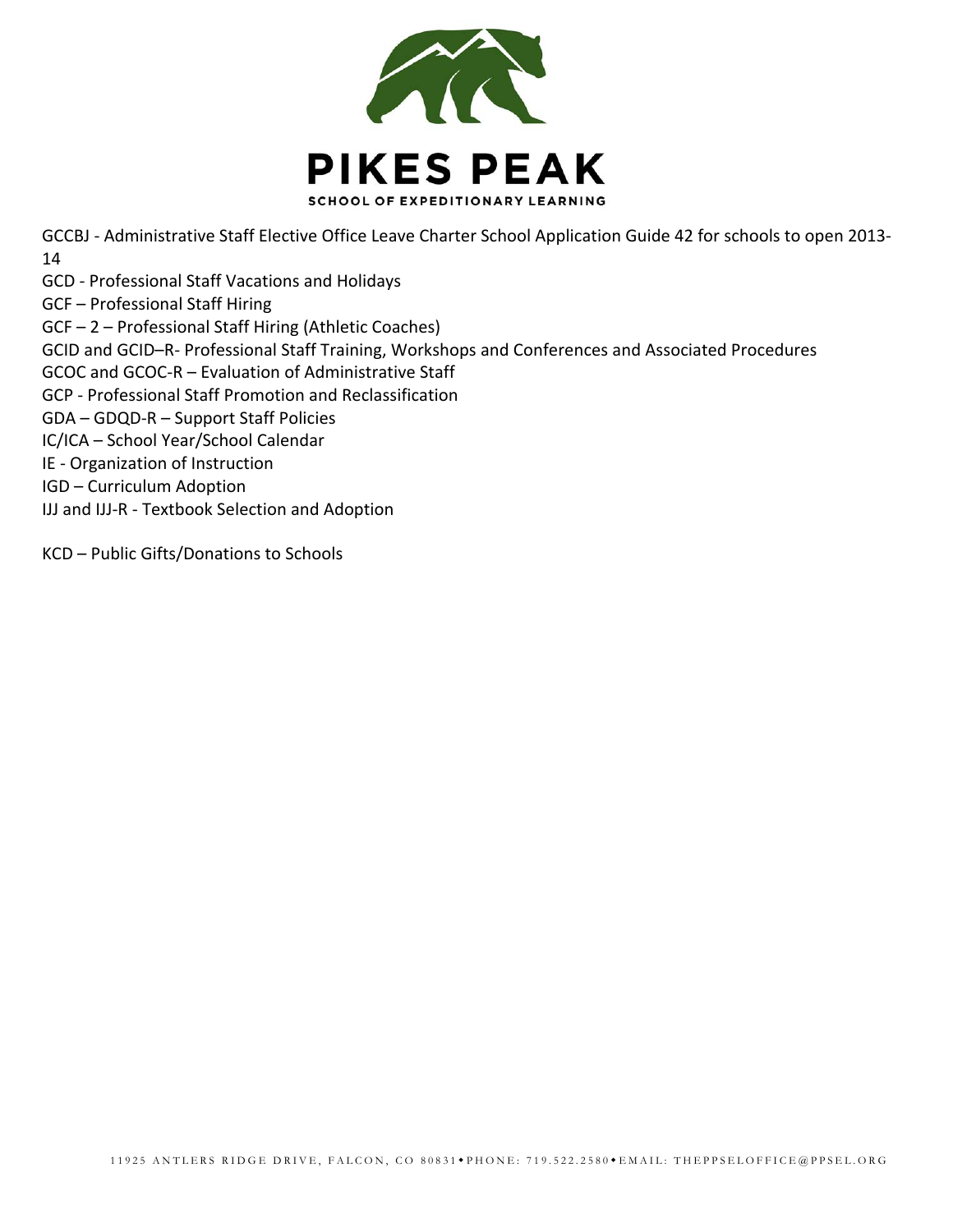GCCBJ - Administrative Staff Elective Office Leave Charter School Application Guide 42 for schools to open 2013-14

GCD - Professional Staff Vacations and Holidays

GCF – Professional Staff Hiring

GCF – 2 – Professional Staff Hiring (Athletic Coaches)

GCID and GCID–R- Professional Staff Training, Workshops and Conferences and Associated Procedures

GCOC and GCOC-R – Evaluation of Administrative Staff

GCP - Professional Staff Promotion and Reclassification

GDA – GDQD-R – Support Staff Policies

IC/ICA – School Year/School Calendar

IE - Organization of Instruction

IGD – Curriculum Adoption

IJJ and IJJ-R - Textbook Selection and Adoption

KCD – Public Gifts/Donations to Schools